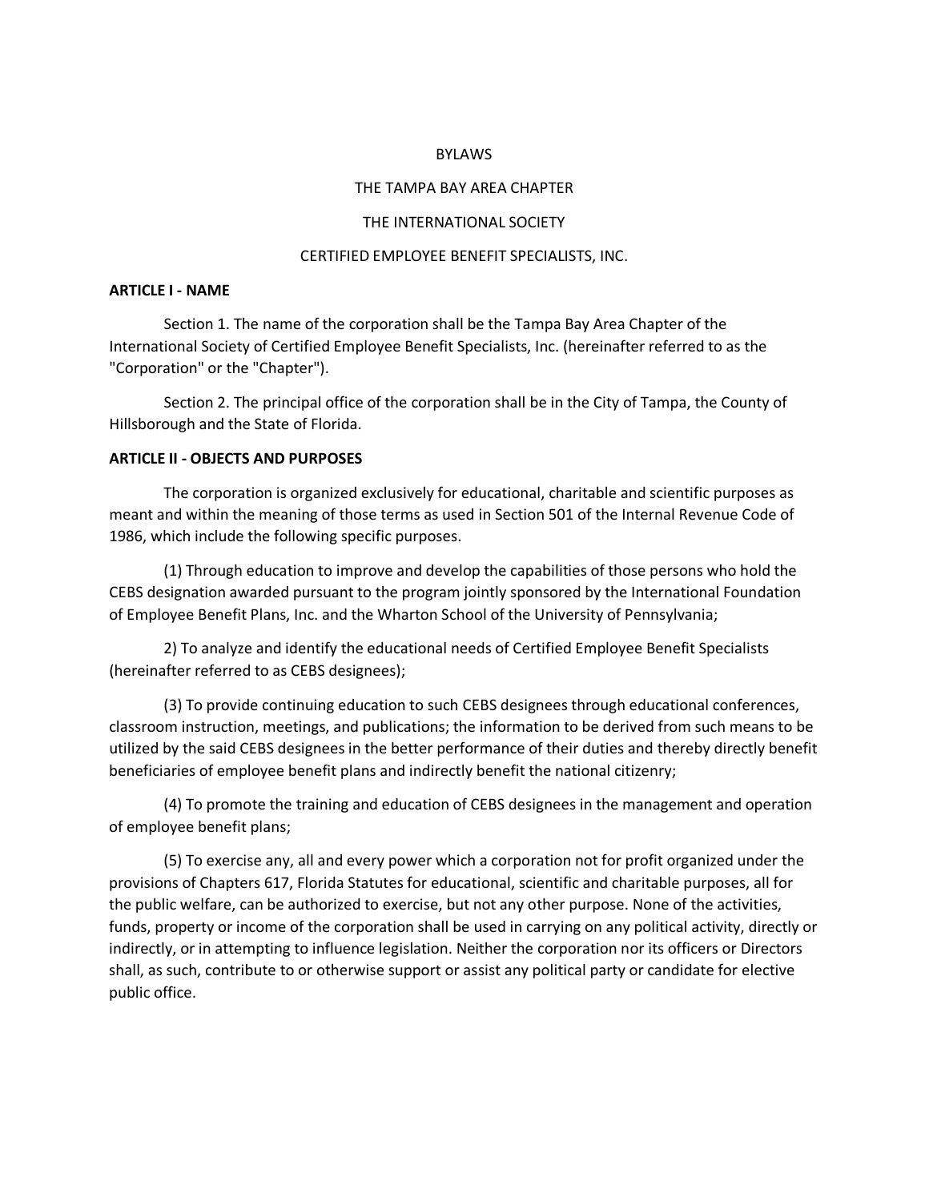BYLAWS

THE TAMPA BAY AREA CHAPTER

THE INTERNATIONAL SOCIETY

CERTIFIED EMPLOYEE BENEFIT SPECIALISTS, INC.

**ARTICLE I - NAME**

Section 1. The name of the corporation shall be the Tampa Bay Area Chapter of the International Society of Certified Employee Benefit Specialists, Inc. (hereinafter referred to as the "Corporation" or the "Chapter").

Section 2. The principal office of the corporation shall be in the City of Tampa, the County of Hillsborough and the State of Florida.

**ARTICLE II - OBJECTS AND PURPOSES**

The corporation is organized exclusively for educational, charitable and scientific purposes as meant and within the meaning of those terms as used in Section 501 of the Internal Revenue Code of 1986, which include the following specific purposes.

(1) Through education to improve and develop the capabilities of those persons who hold the CEBS designation awarded pursuant to the program jointly sponsored by the International Foundation of Employee Benefit Plans, Inc. and the Wharton School of the University of Pennsylvania;

2) To analyze and identify the educational needs of Certified Employee Benefit Specialists (hereinafter referred to as CEBS designees);

(3) To provide continuing education to such CEBS designees through educational conferences, classroom instruction, meetings, and publications; the information to be derived from such means to be utilized by the said CEBS designees in the better performance of their duties and thereby directly benefit beneficiaries of employee benefit plans and indirectly benefit the national citizenry;

(4) To promote the training and education of CEBS designees in the management and operation of employee benefit plans;

(5) To exercise any, all and every power which a corporation not for profit organized under the provisions of Chapters 617, Florida Statutes for educational, scientific and charitable purposes, all for the public welfare, can be authorized to exercise, but not any other purpose. None of the activities, funds, property or income of the corporation shall be used in carrying on any political activity, directly or indirectly, or in attempting to influence legislation. Neither the corporation nor its officers or Directors shall, as such, contribute to or otherwise support or assist any political party or candidate for elective public office.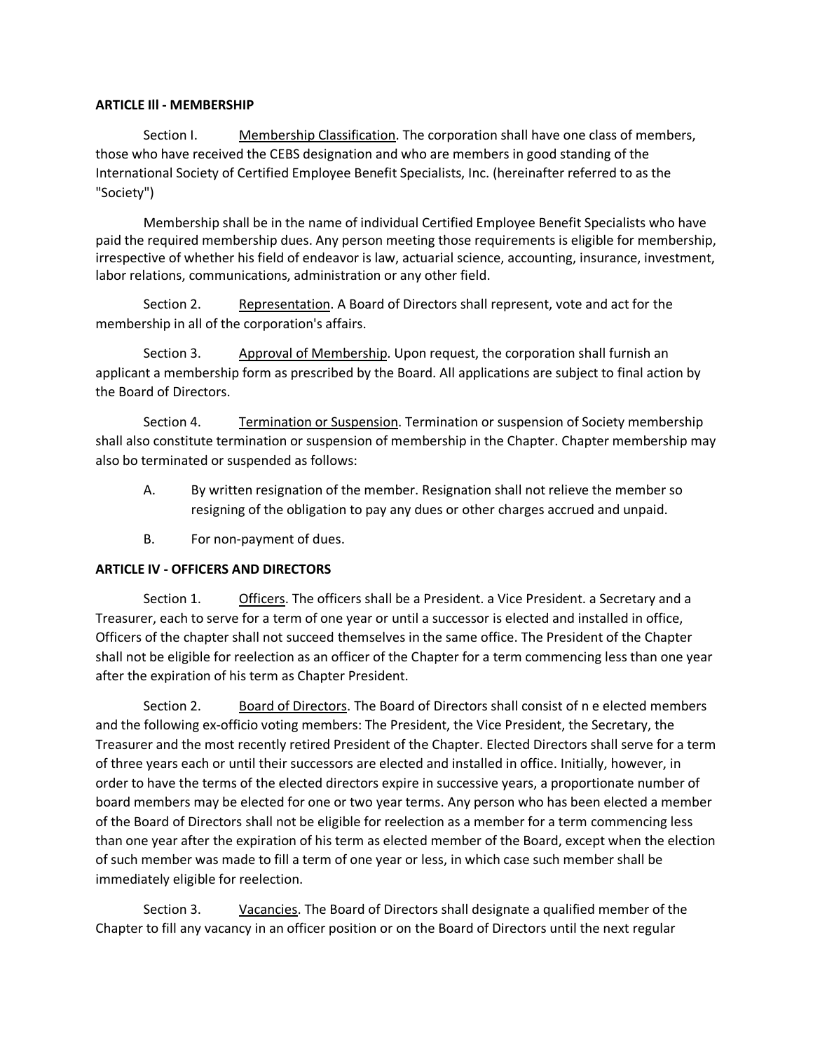**ARTICLE Ill - MEMBERSHIP**

Section I. Membership Classification. The corporation shall have one class of members, those who have received the CEBS designation and who are members in good standing of the International Society of Certified Employee Benefit Specialists, Inc. (hereinafter referred to as the "Society")

Membership shall be in the name of individual Certified Employee Benefit Specialists who have paid the required membership dues. Any person meeting those requirements is eligible for membership, irrespective of whether his field of endeavor is law, actuarial science, accounting, insurance, investment, labor relations, communications, administration or any other field.

Section 2. Representation. A Board of Directors shall represent, vote and act for the membership in all of the corporation's affairs.

Section 3. Approval of Membership. Upon request, the corporation shall furnish an applicant a membership form as prescribed by the Board. All applications are subject to final action by the Board of Directors.

Section 4. Termination or Suspension. Termination or suspension of Society membership shall also constitute termination or suspension of membership in the Chapter. Chapter membership may also bo terminated or suspended as follows:

A. By written resignation of the member. Resignation shall not relieve the member so resigning of the obligation to pay any dues or other charges accrued and unpaid.

B. For non-payment of dues.

**ARTICLE IV - OFFICERS AND DIRECTORS**

Section 1. Officers. The officers shall be a President. a Vice President. a Secretary and a Treasurer, each to serve for a term of one year or until a successor is elected and installed in office, Officers of the chapter shall not succeed themselves in the same office. The President of the Chapter shall not be eligible for reelection as an officer of the Chapter for a term commencing less than one year after the expiration of his term as Chapter President.

Section 2. Board of Directors. The Board of Directors shall consist of n e elected members and the following ex-officio voting members: The President, the Vice President, the Secretary, the Treasurer and the most recently retired President of the Chapter. Elected Directors shall serve for a term of three years each or until their successors are elected and installed in office. Initially, however, in order to have the terms of the elected directors expire in successive years, a proportionate number of board members may be elected for one or two year terms. Any person who has been elected a member of the Board of Directors shall not be eligible for reelection as a member for a term commencing less than one year after the expiration of his term as elected member of the Board, except when the election of such member was made to fill a term of one year or less, in which case such member shall be immediately eligible for reelection.

Section 3. Vacancies. The Board of Directors shall designate a qualified member of the Chapter to fill any vacancy in an officer position or on the Board of Directors until the next regular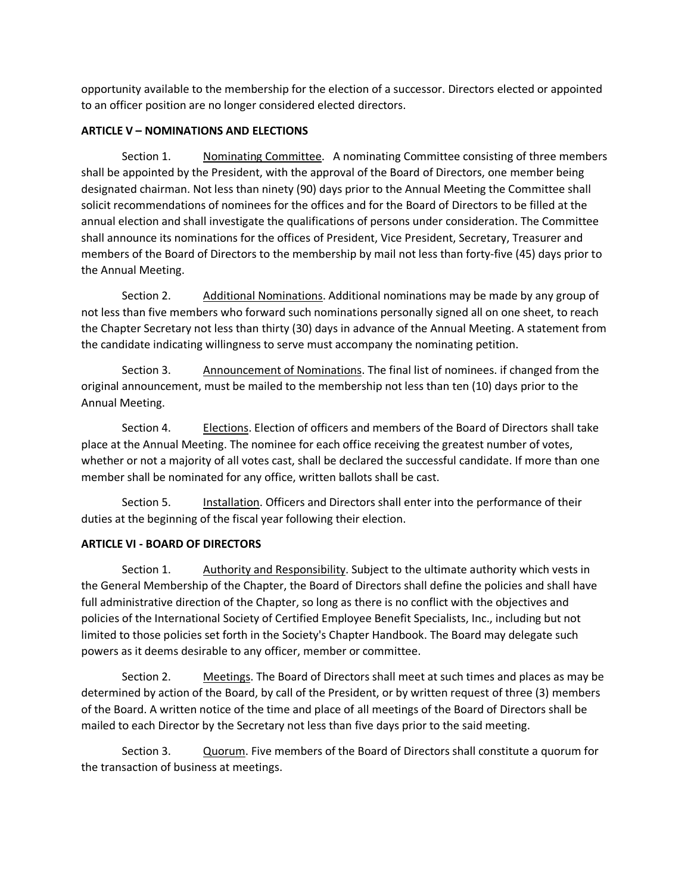opportunity available to the membership for the election of a successor. Directors elected or appointed to an officer position are no longer considered elected directors.

**ARTICLE V – NOMINATIONS AND ELECTIONS**

Section 1. Nominating Committee. A nominating Committee consisting of three members shall be appointed by the President, with the approval of the Board of Directors, one member being designated chairman. Not less than ninety (90) days prior to the Annual Meeting the Committee shall solicit recommendations of nominees for the offices and for the Board of Directors to be filled at the annual election and shall investigate the qualifications of persons under consideration. The Committee shall announce its nominations for the offices of President, Vice President, Secretary, Treasurer and members of the Board of Directors to the membership by mail not less than forty-five (45) days prior to the Annual Meeting.

Section 2. Additional Nominations. Additional nominations may be made by any group of not less than five members who forward such nominations personally signed all on one sheet, to reach the Chapter Secretary not less than thirty (30) days in advance of the Annual Meeting. A statement from the candidate indicating willingness to serve must accompany the nominating petition.

Section 3. Announcement of Nominations. The final list of nominees. if changed from the original announcement, must be mailed to the membership not less than ten (10) days prior to the Annual Meeting.

Section 4. Elections. Election of officers and members of the Board of Directors shall take place at the Annual Meeting. The nominee for each office receiving the greatest number of votes, whether or not a majority of all votes cast, shall be declared the successful candidate. If more than one member shall be nominated for any office, written ballots shall be cast.

Section 5. Installation. Officers and Directors shall enter into the performance of their duties at the beginning of the fiscal year following their election.

**ARTICLE VI - BOARD OF DIRECTORS**

Section 1. Authority and Responsibility. Subject to the ultimate authority which vests in the General Membership of the Chapter, the Board of Directors shall define the policies and shall have full administrative direction of the Chapter, so long as there is no conflict with the objectives and policies of the International Society of Certified Employee Benefit Specialists, Inc., including but not limited to those policies set forth in the Society's Chapter Handbook. The Board may delegate such powers as it deems desirable to any officer, member or committee.

Section 2. Meetings. The Board of Directors shall meet at such times and places as may be determined by action of the Board, by call of the President, or by written request of three (3) members of the Board. A written notice of the time and place of all meetings of the Board of Directors shall be mailed to each Director by the Secretary not less than five days prior to the said meeting.

Section 3. Quorum. Five members of the Board of Directors shall constitute a quorum for the transaction of business at meetings.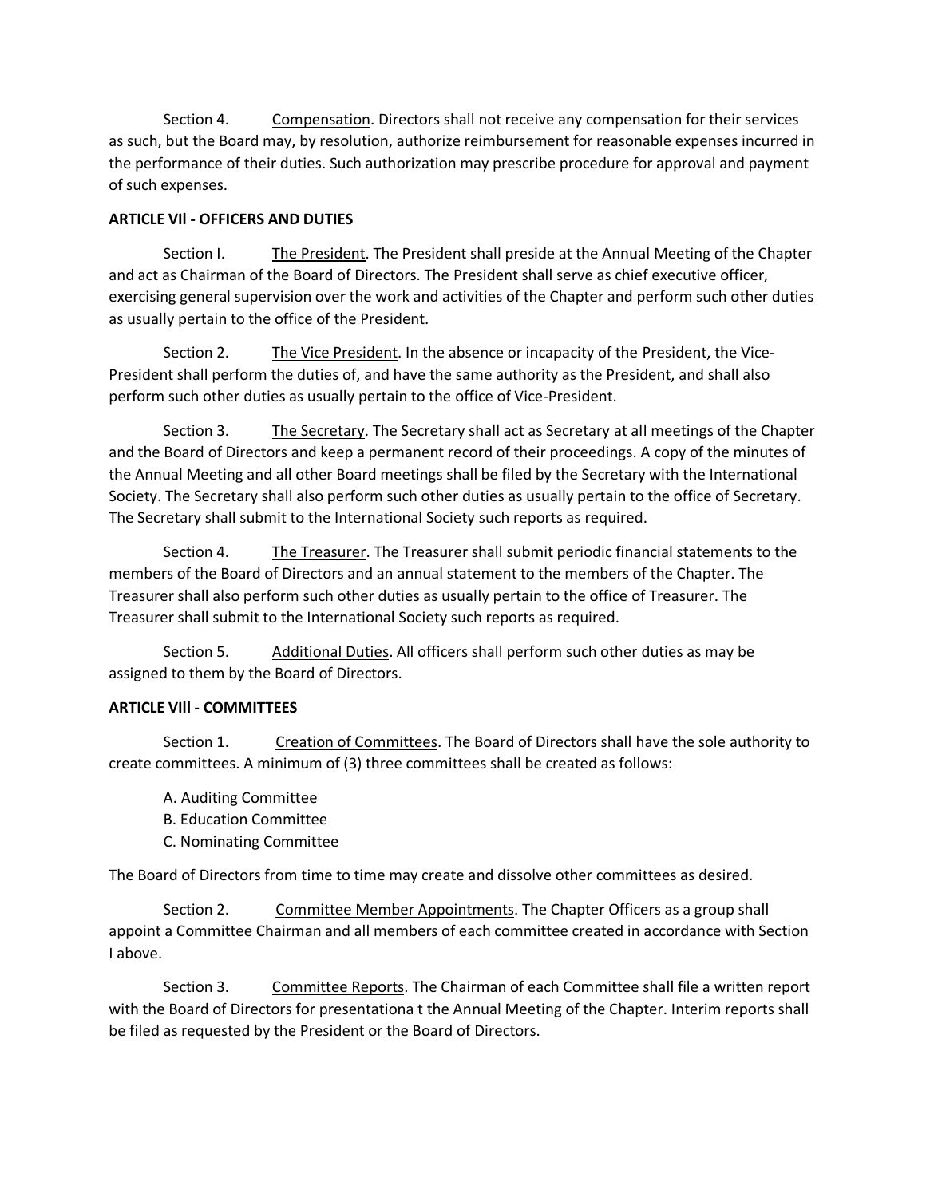Section 4. Compensation. Directors shall not receive any compensation for their services as such, but the Board may, by resolution, authorize reimbursement for reasonable expenses incurred in the performance of their duties. Such authorization may prescribe procedure for approval and payment of such expenses.

**ARTICLE Vll - OFFICERS AND DUTIES**

Section I. The President. The President shall preside at the Annual Meeting of the Chapter and act as Chairman of the Board of Directors. The President shall serve as chief executive officer, exercising general supervision over the work and activities of the Chapter and perform such other duties as usually pertain to the office of the President.

Section 2. The Vice President. In the absence or incapacity of the President, the Vice-President shall perform the duties of, and have the same authority as the President, and shall also perform such other duties as usually pertain to the office of Vice-President.

Section 3. The Secretary. The Secretary shall act as Secretary at all meetings of the Chapter and the Board of Directors and keep a permanent record of their proceedings. A copy of the minutes of the Annual Meeting and all other Board meetings shall be filed by the Secretary with the International Society. The Secretary shall also perform such other duties as usually pertain to the office of Secretary. The Secretary shall submit to the International Society such reports as required.

Section 4. The Treasurer. The Treasurer shall submit periodic financial statements to the members of the Board of Directors and an annual statement to the members of the Chapter. The Treasurer shall also perform such other duties as usually pertain to the office of Treasurer. The Treasurer shall submit to the International Society such reports as required.

Section 5. Additional Duties. All officers shall perform such other duties as may be assigned to them by the Board of Directors.

**ARTICLE Vlll - COMMITTEES**

Section 1. Creation of Committees. The Board of Directors shall have the sole authority to create committees. A minimum of (3) three committees shall be created as follows:

A. Auditing Committee
B. Education Committee
C. Nominating Committee

The Board of Directors from time to time may create and dissolve other committees as desired.

Section 2. Committee Member Appointments. The Chapter Officers as a group shall appoint a Committee Chairman and all members of each committee created in accordance with Section I above.

Section 3. Committee Reports. The Chairman of each Committee shall file a written report with the Board of Directors for presentationa t the Annual Meeting of the Chapter. Interim reports shall be filed as requested by the President or the Board of Directors.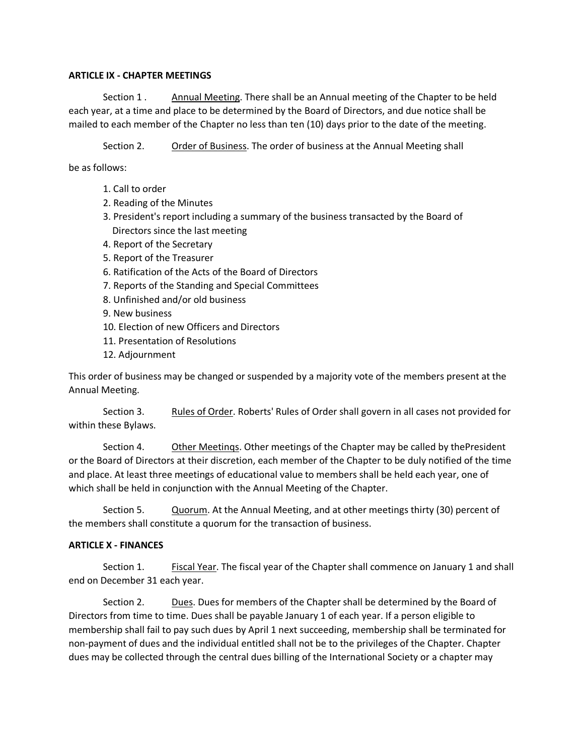**ARTICLE IX - CHAPTER MEETINGS**

Section 1 . Annual Meeting. There shall be an Annual meeting of the Chapter to be held each year, at a time and place to be determined by the Board of Directors, and due notice shall be mailed to each member of the Chapter no less than ten (10) days prior to the date of the meeting.

Section 2. Order of Business. The order of business at the Annual Meeting shall be as follows:

1. Call to order
2. Reading of the Minutes
3. President's report including a summary of the business transacted by the Board of Directors since the last meeting
4. Report of the Secretary
5. Report of the Treasurer
6. Ratification of the Acts of the Board of Directors
7. Reports of the Standing and Special Committees
8. Unfinished and/or old business
9. New business
10. Election of new Officers and Directors
11. Presentation of Resolutions
12. Adjournment

This order of business may be changed or suspended by a majority vote of the members present at the Annual Meeting.

Section 3. Rules of Order. Roberts' Rules of Order shall govern in all cases not provided for within these Bylaws.

Section 4. Other Meetinqs. Other meetings of the Chapter may be called by thePresident or the Board of Directors at their discretion, each member of the Chapter to be duly notified of the time and place. At least three meetings of educational value to members shall be held each year, one of which shall be held in conjunction with the Annual Meeting of the Chapter.

Section 5. Quorum. At the Annual Meeting, and at other meetings thirty (30) percent of the members shall constitute a quorum for the transaction of business.

**ARTICLE X - FINANCES**

Section 1. Fiscal Year. The fiscal year of the Chapter shall commence on January 1 and shall end on December 31 each year.

Section 2. Dues. Dues for members of the Chapter shall be determined by the Board of Directors from time to time. Dues shall be payable January 1 of each year. If a person eligible to membership shall fail to pay such dues by April 1 next succeeding, membership shall be terminated for non-payment of dues and the individual entitled shall not be to the privileges of the Chapter. Chapter dues may be collected through the central dues billing of the International Society or a chapter may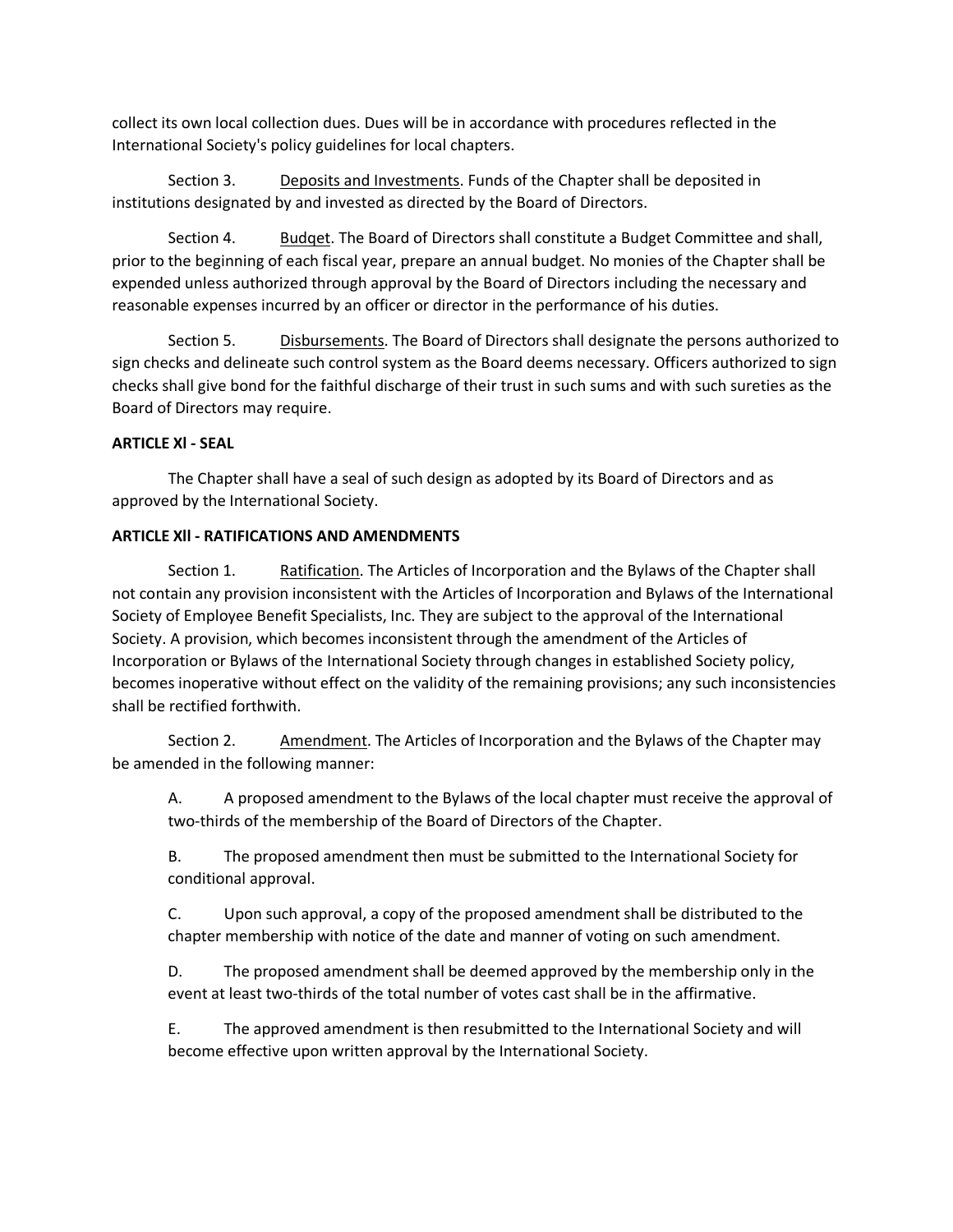collect its own local collection dues. Dues will be in accordance with procedures reflected in the International Society's policy guidelines for local chapters.

Section 3. Deposits and Investments. Funds of the Chapter shall be deposited in institutions designated by and invested as directed by the Board of Directors.

Section 4. Budget. The Board of Directors shall constitute a Budget Committee and shall, prior to the beginning of each fiscal year, prepare an annual budget. No monies of the Chapter shall be expended unless authorized through approval by the Board of Directors including the necessary and reasonable expenses incurred by an officer or director in the performance of his duties.

Section 5. Disbursements. The Board of Directors shall designate the persons authorized to sign checks and delineate such control system as the Board deems necessary. Officers authorized to sign checks shall give bond for the faithful discharge of their trust in such sums and with such sureties as the Board of Directors may require.

**ARTICLE XI - SEAL**

The Chapter shall have a seal of such design as adopted by its Board of Directors and as approved by the International Society.

**ARTICLE XII - RATIFICATIONS AND AMENDMENTS**

Section 1. Ratification. The Articles of Incorporation and the Bylaws of the Chapter shall not contain any provision inconsistent with the Articles of Incorporation and Bylaws of the International Society of Employee Benefit Specialists, Inc. They are subject to the approval of the International Society. A provision, which becomes inconsistent through the amendment of the Articles of Incorporation or Bylaws of the International Society through changes in established Society policy, becomes inoperative without effect on the validity of the remaining provisions; any such inconsistencies shall be rectified forthwith.

Section 2. Amendment. The Articles of Incorporation and the Bylaws of the Chapter may be amended in the following manner:

A. A proposed amendment to the Bylaws of the local chapter must receive the approval of two-thirds of the membership of the Board of Directors of the Chapter.

B. The proposed amendment then must be submitted to the International Society for conditional approval.

C. Upon such approval, a copy of the proposed amendment shall be distributed to the chapter membership with notice of the date and manner of voting on such amendment.

D. The proposed amendment shall be deemed approved by the membership only in the event at least two-thirds of the total number of votes cast shall be in the affirmative.

E. The approved amendment is then resubmitted to the International Society and will become effective upon written approval by the International Society.